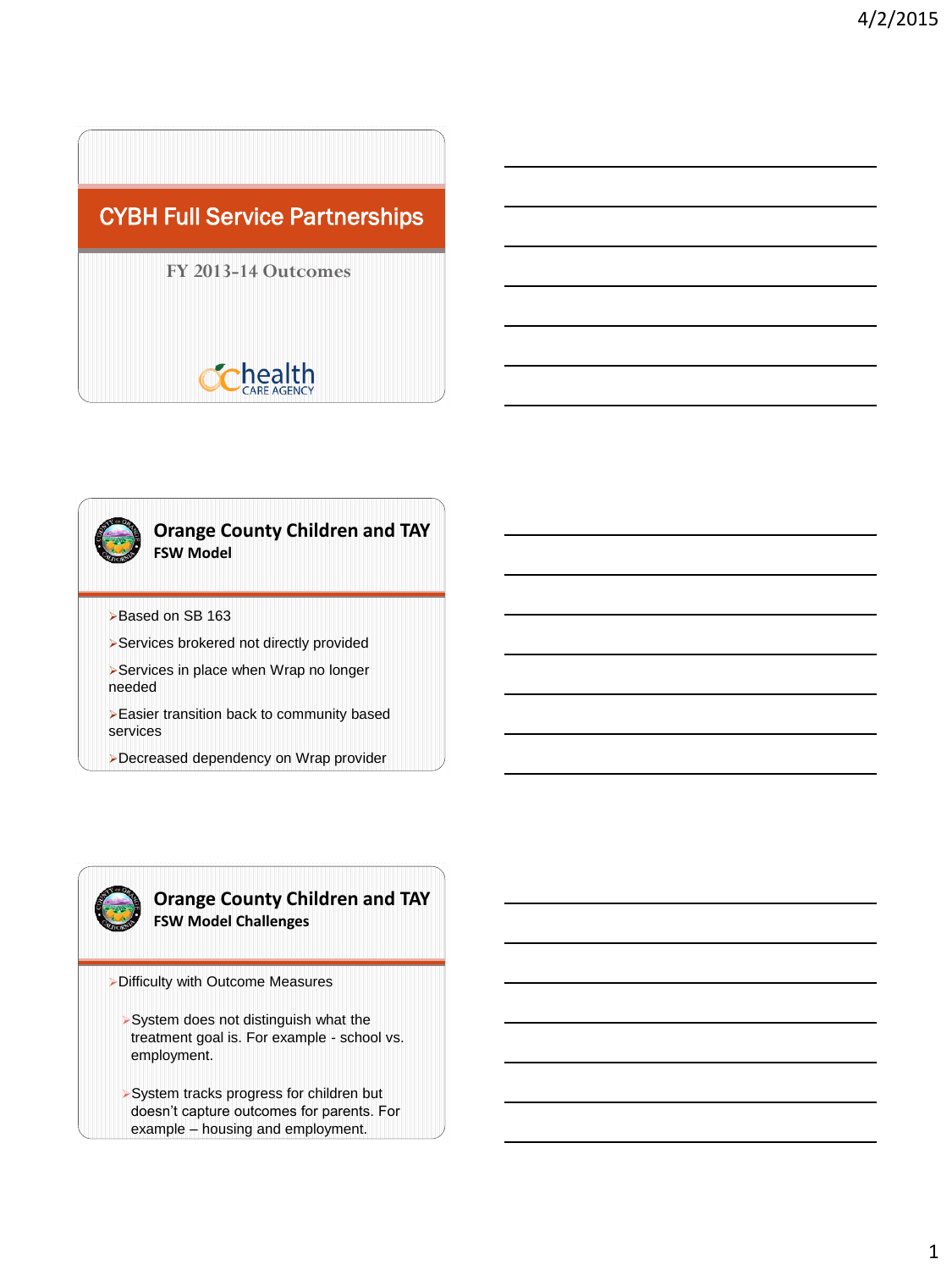# CYBH Full Service Partnerships

FY 2013-14 Outcomes

health CARE AGENCY

## Orange County Children and TAY

**FSW Model**

- Based on SB 163
- Services brokered not directly provided
- Services in place when Wrap no longer needed
- Easier transition back to community based services
- Decreased dependency on Wrap provider

## Orange County Children and TAY

**FSW Model Challenges**

- Difficulty with Outcome Measures
  - System does not distinguish what the treatment goal is. For example - school vs. employment.
  - System tracks progress for children but doesn't capture outcomes for parents. For example – housing and employment.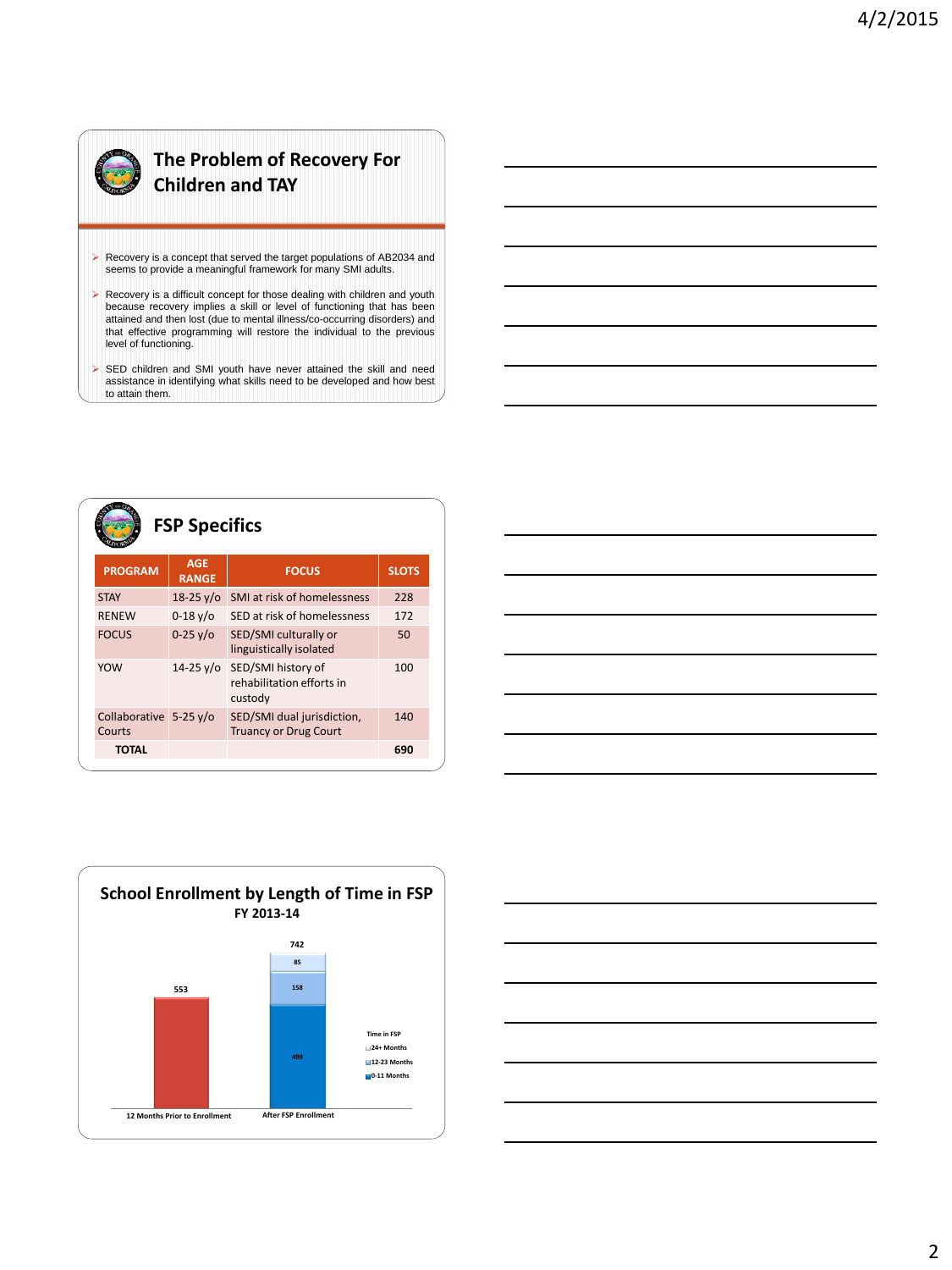## The Problem of Recovery For Children and TAY

- Recovery is a concept that served the target populations of AB2034 and seems to provide a meaningful framework for many SMI adults.
- Recovery is a difficult concept for those dealing with children and youth because recovery implies a skill or level of functioning that has been attained and then lost (due to mental illness/co-occurring disorders) and that effective programming will restore the individual to the previous level of functioning.
- SED children and SMI youth have never attained the skill and need assistance in identifying what skills need to be developed and how best to attain them.

## FSP Specifics

| PROGRAM | AGE RANGE | FOCUS | SLOTS |
|---|---|---|---|
| STAY | 18-25 y/o | SMI at risk of homelessness | 228 |
| RENEW | 0-18 y/o | SED at risk of homelessness | 172 |
| FOCUS | 0-25 y/o | SED/SMI culturally or linguistically isolated | 50 |
| YOW | 14-25 y/o | SED/SMI history of rehabilitation efforts in custody | 100 |
| Collaborative Courts | 5-25 y/o | SED/SMI dual jurisdiction, Truancy or Drug Court | 140 |
| **TOTAL** | | | **690** |

## School Enrollment by Length of Time in FSP

**FY 2013-14**

| | 12 Months Prior to Enrollment | After FSP Enrollment |
|---|---|---|
| 0-11 Months | | 499 |
| 12-23 Months | | 158 |
| 24+ Months | | 85 |
| Total | 553 | 742 |

Time in FSP: 24+ Months; 12-23 Months; 0-11 Months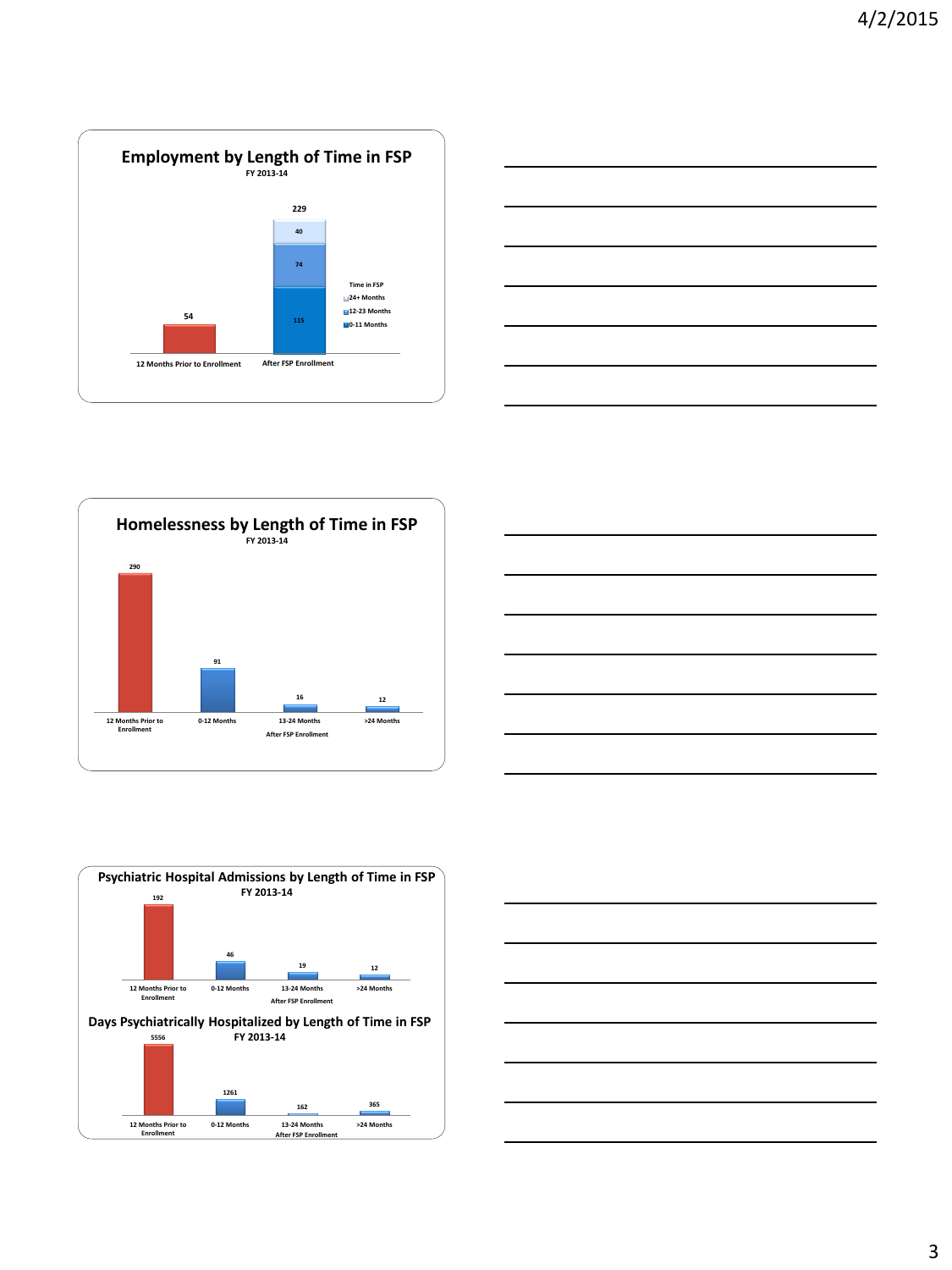## Employment by Length of Time in FSP

FY 2013-14

| | 12 Months Prior to Enrollment | After FSP Enrollment |
|---|---|---|
| Total | 54 | 229 |
| 0-11 Months | | 115 |
| 12-23 Months | | 74 |
| 24+ Months | | 40 |

## Homelessness by Length of Time in FSP

FY 2013-14

| 12 Months Prior to Enrollment | 0-12 Months | 13-24 Months | >24 Months |
|---|---|---|---|
| 290 | 91 | 16 | 12 |

(0-12 Months, 13-24 Months, >24 Months: After FSP Enrollment)

## Psychiatric Hospital Admissions by Length of Time in FSP

FY 2013-14

| 12 Months Prior to Enrollment | 0-12 Months | 13-24 Months | >24 Months |
|---|---|---|---|
| 192 | 46 | 19 | 12 |

(0-12 Months, 13-24 Months, >24 Months: After FSP Enrollment)

## Days Psychiatrically Hospitalized by Length of Time in FSP

FY 2013-14

| 12 Months Prior to Enrollment | 0-12 Months | 13-24 Months | >24 Months |
|---|---|---|---|
| 5556 | 1261 | 162 | 365 |

(0-12 Months, 13-24 Months, >24 Months: After FSP Enrollment)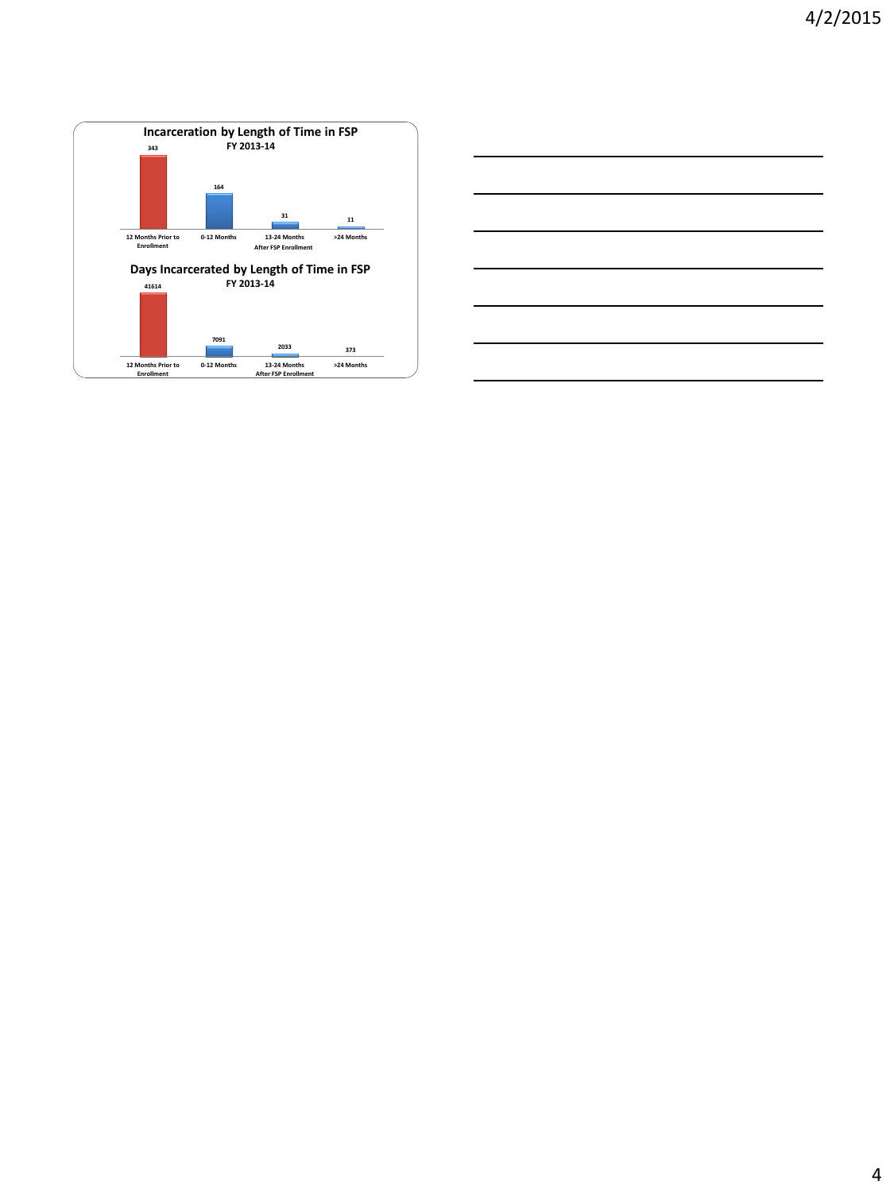Incarceration by Length of Time in FSP
FY 2013-14

343
164
31
11

12 Months Prior to Enrollment
0-12 Months
13-24 Months
>24 Months
After FSP Enrollment

Days Incarcerated by Length of Time in FSP
FY 2013-14

41614
7091
2033
373

12 Months Prior to Enrollment
0-12 Months
13-24 Months
>24 Months
After FSP Enrollment